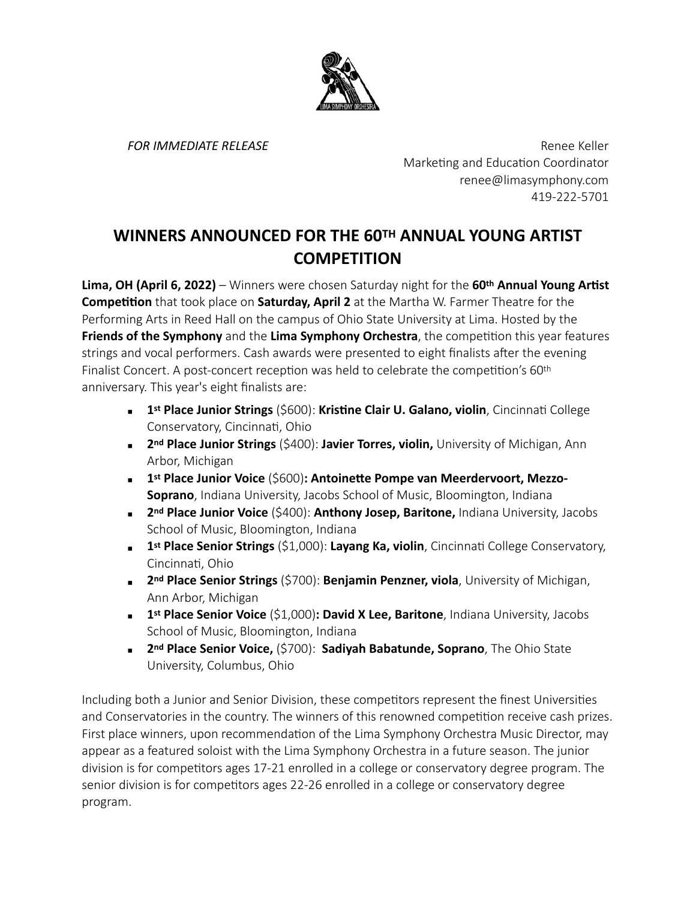*FOR IMMEDIATE RELEASE*

Renee Keller
Marketing and Education Coordinator
renee@limasymphony.com
419-222-5701

# WINNERS ANNOUNCED FOR THE 60TH ANNUAL YOUNG ARTIST COMPETITION

**Lima, OH (April 6, 2022)** – Winners were chosen Saturday night for the **60th Annual Young Artist Competition** that took place on **Saturday, April 2** at the Martha W. Farmer Theatre for the Performing Arts in Reed Hall on the campus of Ohio State University at Lima. Hosted by the **Friends of the Symphony** and the **Lima Symphony Orchestra**, the competition this year features strings and vocal performers. Cash awards were presented to eight finalists after the evening Finalist Concert. A post-concert reception was held to celebrate the competition's 60th anniversary. This year's eight finalists are:

- **1st Place Junior Strings** ($600): **Kristine Clair U. Galano, violin**, Cincinnati College Conservatory, Cincinnati, Ohio
- **2nd Place Junior Strings** ($400): **Javier Torres, violin,** University of Michigan, Ann Arbor, Michigan
- **1st Place Junior Voice** ($600)**: Antoinette Pompe van Meerdervoort, Mezzo-Soprano**, Indiana University, Jacobs School of Music, Bloomington, Indiana
- **2nd Place Junior Voice** ($400): **Anthony Josep, Baritone,** Indiana University, Jacobs School of Music, Bloomington, Indiana
- **1st Place Senior Strings** ($1,000): **Layang Ka, violin**, Cincinnati College Conservatory, Cincinnati, Ohio
- **2nd Place Senior Strings** ($700): **Benjamin Penzner, viola**, University of Michigan, Ann Arbor, Michigan
- **1st Place Senior Voice** ($1,000)**: David X Lee, Baritone**, Indiana University, Jacobs School of Music, Bloomington, Indiana
- **2nd Place Senior Voice,** ($700): **Sadiyah Babatunde, Soprano**, The Ohio State University, Columbus, Ohio

Including both a Junior and Senior Division, these competitors represent the finest Universities and Conservatories in the country. The winners of this renowned competition receive cash prizes. First place winners, upon recommendation of the Lima Symphony Orchestra Music Director, may appear as a featured soloist with the Lima Symphony Orchestra in a future season. The junior division is for competitors ages 17-21 enrolled in a college or conservatory degree program. The senior division is for competitors ages 22-26 enrolled in a college or conservatory degree program.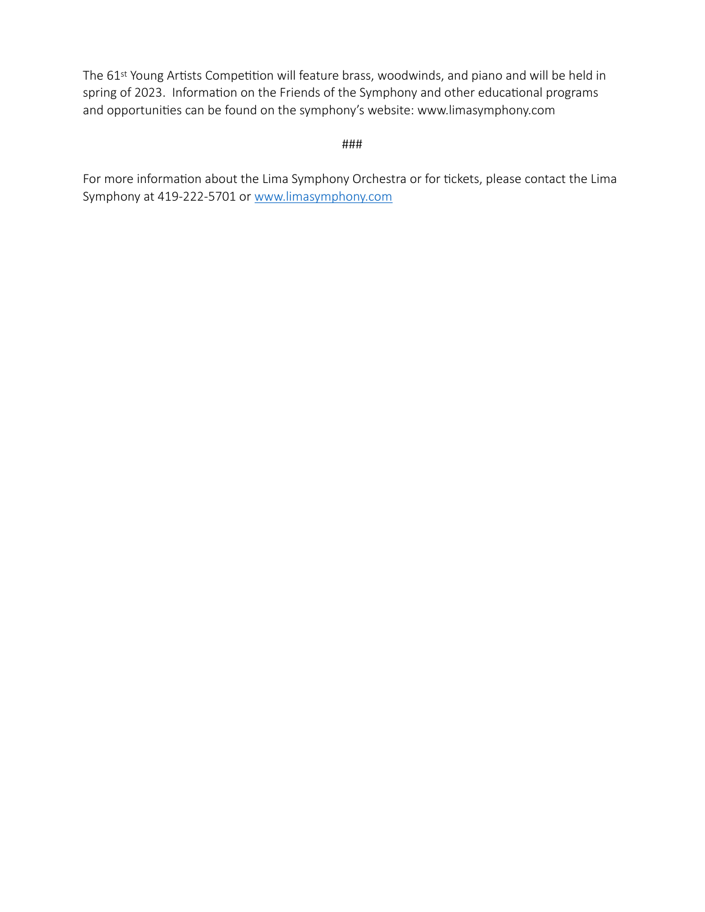The 61st Young Artists Competition will feature brass, woodwinds, and piano and will be held in spring of 2023. Information on the Friends of the Symphony and other educational programs and opportunities can be found on the symphony's website: www.limasymphony.com

###

For more information about the Lima Symphony Orchestra or for tickets, please contact the Lima Symphony at 419-222-5701 or www.limasymphony.com